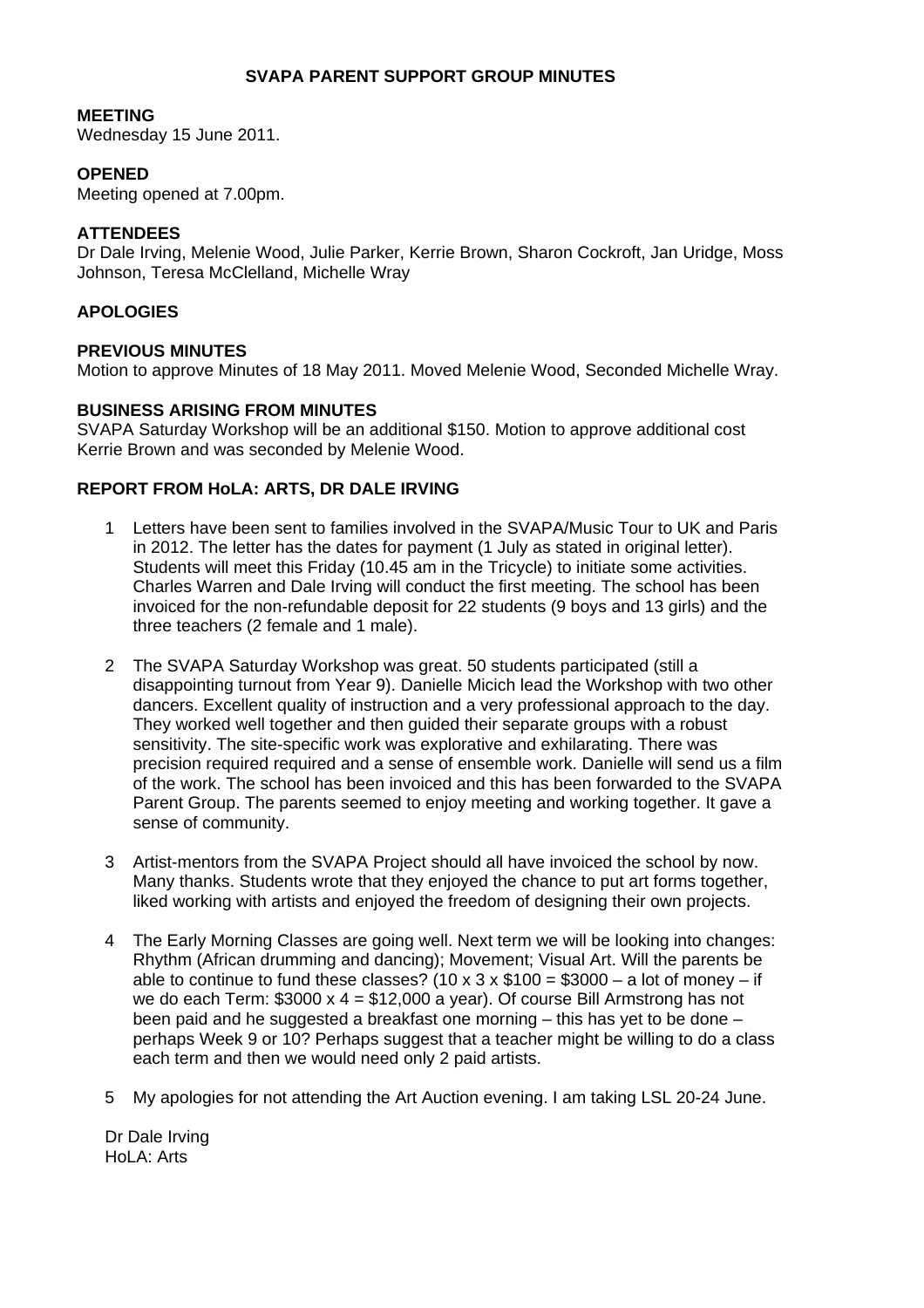# SVAPA PARENT SUPPORT GROUP MINUTES

**MEETING**
Wednesday 15 June 2011.

**OPENED**
Meeting opened at 7.00pm.

**ATTENDEES**
Dr Dale Irving, Melenie Wood, Julie Parker, Kerrie Brown, Sharon Cockroft, Jan Uridge, Moss Johnson, Teresa McClelland, Michelle Wray

**APOLOGIES**

**PREVIOUS MINUTES**
Motion to approve Minutes of 18 May 2011. Moved Melenie Wood, Seconded Michelle Wray.

**BUSINESS ARISING FROM MINUTES**
SVAPA Saturday Workshop will be an additional $150. Motion to approve additional cost Kerrie Brown and was seconded by Melenie Wood.

**REPORT FROM HoLA: ARTS, DR DALE IRVING**

1. Letters have been sent to families involved in the SVAPA/Music Tour to UK and Paris in 2012. The letter has the dates for payment (1 July as stated in original letter). Students will meet this Friday (10.45 am in the Tricycle) to initiate some activities. Charles Warren and Dale Irving will conduct the first meeting. The school has been invoiced for the non-refundable deposit for 22 students (9 boys and 13 girls) and the three teachers (2 female and 1 male).

2. The SVAPA Saturday Workshop was great. 50 students participated (still a disappointing turnout from Year 9). Danielle Micich lead the Workshop with two other dancers. Excellent quality of instruction and a very professional approach to the day. They worked well together and then guided their separate groups with a robust sensitivity. The site-specific work was explorative and exhilarating. There was precision required required and a sense of ensemble work. Danielle will send us a film of the work. The school has been invoiced and this has been forwarded to the SVAPA Parent Group. The parents seemed to enjoy meeting and working together. It gave a sense of community.

3. Artist-mentors from the SVAPA Project should all have invoiced the school by now. Many thanks. Students wrote that they enjoyed the chance to put art forms together, liked working with artists and enjoyed the freedom of designing their own projects.

4. The Early Morning Classes are going well. Next term we will be looking into changes: Rhythm (African drumming and dancing); Movement; Visual Art. Will the parents be able to continue to fund these classes? (10 x 3 x $100 = $3000 – a lot of money – if we do each Term: $3000 x 4 = $12,000 a year). Of course Bill Armstrong has not been paid and he suggested a breakfast one morning – this has yet to be done – perhaps Week 9 or 10? Perhaps suggest that a teacher might be willing to do a class each term and then we would need only 2 paid artists.

5. My apologies for not attending the Art Auction evening. I am taking LSL 20-24 June.

Dr Dale Irving
HoLA: Arts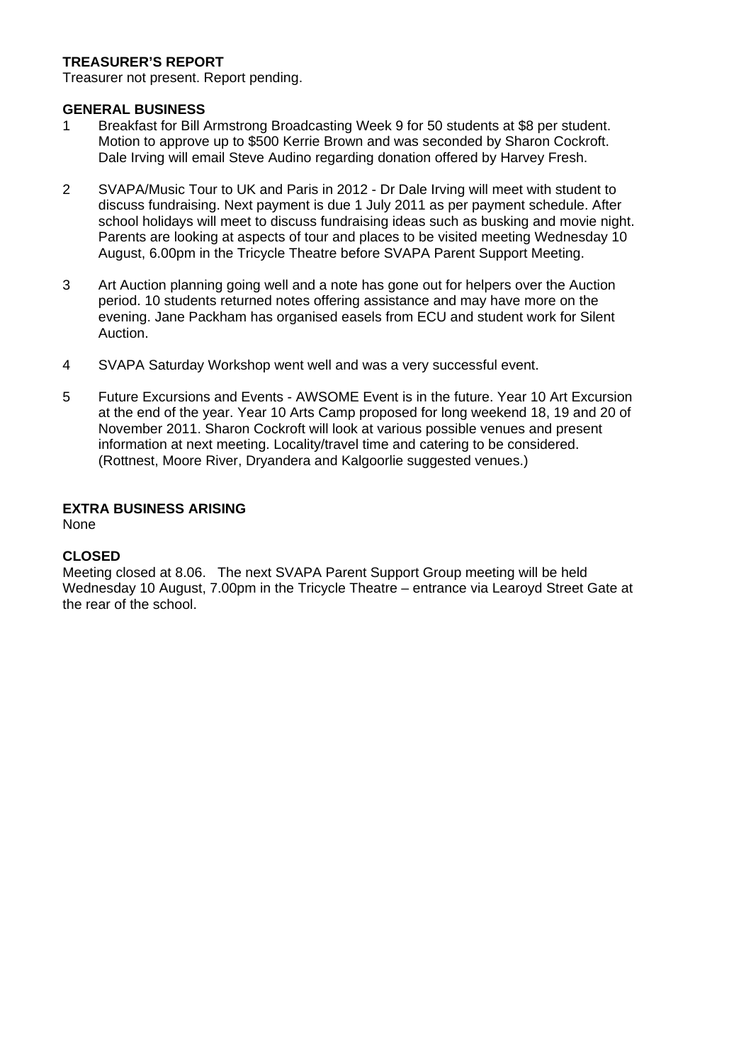**TREASURER'S REPORT**
Treasurer not present. Report pending.

**GENERAL BUSINESS**

1. Breakfast for Bill Armstrong Broadcasting Week 9 for 50 students at $8 per student. Motion to approve up to $500 Kerrie Brown and was seconded by Sharon Cockroft. Dale Irving will email Steve Audino regarding donation offered by Harvey Fresh.

2. SVAPA/Music Tour to UK and Paris in 2012 - Dr Dale Irving will meet with student to discuss fundraising. Next payment is due 1 July 2011 as per payment schedule. After school holidays will meet to discuss fundraising ideas such as busking and movie night. Parents are looking at aspects of tour and places to be visited meeting Wednesday 10 August, 6.00pm in the Tricycle Theatre before SVAPA Parent Support Meeting.

3. Art Auction planning going well and a note has gone out for helpers over the Auction period. 10 students returned notes offering assistance and may have more on the evening. Jane Packham has organised easels from ECU and student work for Silent Auction.

4. SVAPA Saturday Workshop went well and was a very successful event.

5. Future Excursions and Events - AWSOME Event is in the future. Year 10 Art Excursion at the end of the year. Year 10 Arts Camp proposed for long weekend 18, 19 and 20 of November 2011. Sharon Cockroft will look at various possible venues and present information at next meeting. Locality/travel time and catering to be considered. (Rottnest, Moore River, Dryandera and Kalgoorlie suggested venues.)

**EXTRA BUSINESS ARISING**
None

**CLOSED**
Meeting closed at 8.06. The next SVAPA Parent Support Group meeting will be held Wednesday 10 August, 7.00pm in the Tricycle Theatre – entrance via Learoyd Street Gate at the rear of the school.